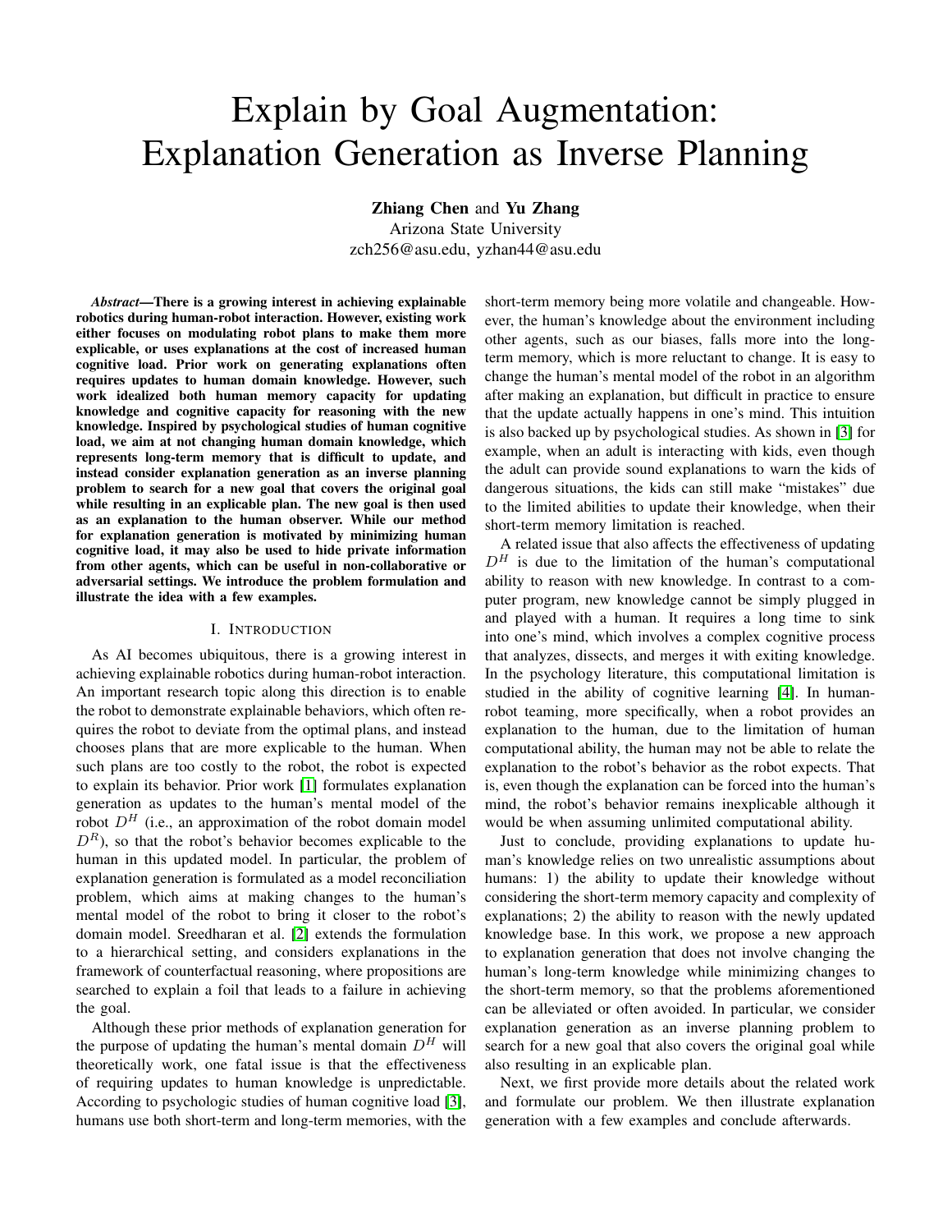# Explain by Goal Augmentation: Explanation Generation as Inverse Planning

**Zhiang Chen** and **Yu Zhang**
Arizona State University
zch256@asu.edu, yzhan44@asu.edu

***Abstract*—There is a growing interest in achieving explainable robotics during human-robot interaction. However, existing work either focuses on modulating robot plans to make them more explicable, or uses explanations at the cost of increased human cognitive load. Prior work on generating explanations often requires updates to human domain knowledge. However, such work idealized both human memory capacity for updating knowledge and cognitive capacity for reasoning with the new knowledge. Inspired by psychological studies of human cognitive load, we aim at not changing human domain knowledge, which represents long-term memory that is difficult to update, and instead consider explanation generation as an inverse planning problem to search for a new goal that covers the original goal while resulting in an explicable plan. The new goal is then used as an explanation to the human observer. While our method for explanation generation is motivated by minimizing human cognitive load, it may also be used to hide private information from other agents, which can be useful in non-collaborative or adversarial settings. We introduce the problem formulation and illustrate the idea with a few examples.**

## I. Introduction

As AI becomes ubiquitous, there is a growing interest in achieving explainable robotics during human-robot interaction. An important research topic along this direction is to enable the robot to demonstrate explainable behaviors, which often requires the robot to deviate from the optimal plans, and instead chooses plans that are more explicable to the human. When such plans are too costly to the robot, the robot is expected to explain its behavior. Prior work [1] formulates explanation generation as updates to the human's mental model of the robot $D^H$ (i.e., an approximation of the robot domain model $D^R$), so that the robot's behavior becomes explicable to the human in this updated model. In particular, the problem of explanation generation is formulated as a model reconciliation problem, which aims at making changes to the human's mental model of the robot to bring it closer to the robot's domain model. Sreedharan et al. [2] extends the formulation to a hierarchical setting, and considers explanations in the framework of counterfactual reasoning, where propositions are searched to explain a foil that leads to a failure in achieving the goal.

Although these prior methods of explanation generation for the purpose of updating the human's mental domain $D^H$ will theoretically work, one fatal issue is that the effectiveness of requiring updates to human knowledge is unpredictable. According to psychologic studies of human cognitive load [3], humans use both short-term and long-term memories, with the short-term memory being more volatile and changeable. However, the human's knowledge about the environment including other agents, such as our biases, falls more into the long-term memory, which is more reluctant to change. It is easy to change the human's mental model of the robot in an algorithm after making an explanation, but difficult in practice to ensure that the update actually happens in one's mind. This intuition is also backed up by psychological studies. As shown in [3] for example, when an adult is interacting with kids, even though the adult can provide sound explanations to warn the kids of dangerous situations, the kids can still make "mistakes" due to the limited abilities to update their knowledge, when their short-term memory limitation is reached.

A related issue that also affects the effectiveness of updating $D^H$ is due to the limitation of the human's computational ability to reason with new knowledge. In contrast to a computer program, new knowledge cannot be simply plugged in and played with a human. It requires a long time to sink into one's mind, which involves a complex cognitive process that analyzes, dissects, and merges it with exiting knowledge. In the psychology literature, this computational limitation is studied in the ability of cognitive learning [4]. In human-robot teaming, more specifically, when a robot provides an explanation to the human, due to the limitation of human computational ability, the human may not be able to relate the explanation to the robot's behavior as the robot expects. That is, even though the explanation can be forced into the human's mind, the robot's behavior remains inexplicable although it would be when assuming unlimited computational ability.

Just to conclude, providing explanations to update human's knowledge relies on two unrealistic assumptions about humans: 1) the ability to update their knowledge without considering the short-term memory capacity and complexity of explanations; 2) the ability to reason with the newly updated knowledge base. In this work, we propose a new approach to explanation generation that does not involve changing the human's long-term knowledge while minimizing changes to the short-term memory, so that the problems aforementioned can be alleviated or often avoided. In particular, we consider explanation generation as an inverse planning problem to search for a new goal that also covers the original goal while also resulting in an explicable plan.

Next, we first provide more details about the related work and formulate our problem. We then illustrate explanation generation with a few examples and conclude afterwards.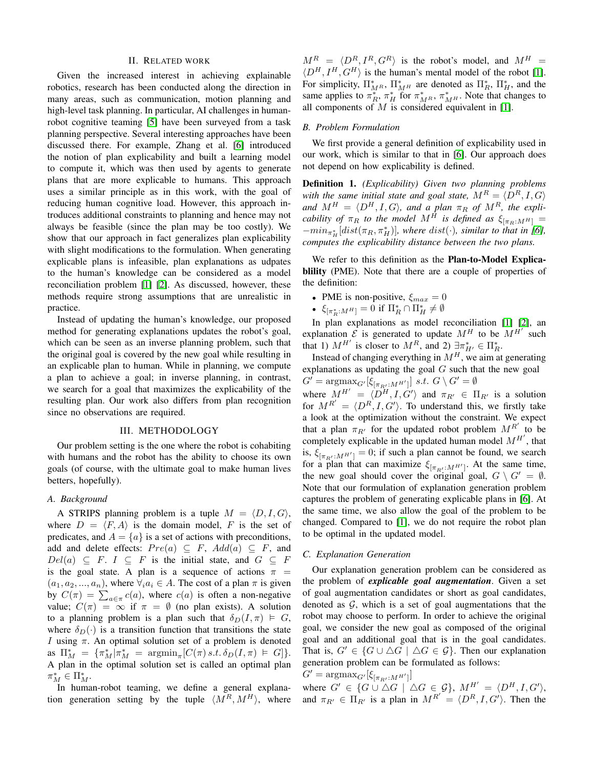## II. Related work

Given the increased interest in achieving explainable robotics, research has been conducted along the direction in many areas, such as communication, motion planning and high-level task planning. In particular, AI challenges in human-robot cognitive teaming [5] have been surveyed from a task planning perspective. Several interesting approaches have been discussed there. For example, Zhang et al. [6] introduced the notion of plan explicability and built a learning model to compute it, which was then used by agents to generate plans that are more explicable to humans. This approach uses a similar principle as in this work, with the goal of reducing human cognitive load. However, this approach introduces additional constraints to planning and hence may not always be feasible (since the plan may be too costly). We show that our approach in fact generalizes plan explicability with slight modifications to the formulation. When generating explicable plans is infeasible, plan explanations as udpates to the human's knowledge can be considered as a model reconciliation problem [1] [2]. As discussed, however, these methods require strong assumptions that are unrealistic in practice.

Instead of updating the human's knowledge, our proposed method for generating explanations updates the robot's goal, which can be seen as an inverse planning problem, such that the original goal is covered by the new goal while resulting in an explicable plan to human. While in planning, we compute a plan to achieve a goal; in inverse planning, in contrast, we search for a goal that maximizes the explicability of the resulting plan. Our work also differs from plan recognition since no observations are required.

## III. Methodology

Our problem setting is the one where the robot is cohabiting with humans and the robot has the ability to choose its own goals (of course, with the ultimate goal to make human lives betters, hopefully).

### A. Background

A STRIPS planning problem is a tuple $M = \langle D, I, G\rangle$, where $D = \langle F, A\rangle$ is the domain model, $F$ is the set of predicates, and $A = \{a\}$ is a set of actions with preconditions, add and delete effects: $Pre(a) \subseteq F$, $Add(a) \subseteq F$, and $Del(a) \subseteq F$. $I \subseteq F$ is the initial state, and $G \subseteq F$ is the goal state. A plan is a sequence of actions $\pi = (a_1, a_2, ..., a_n)$, where $\forall_i a_i \in A$. The cost of a plan $\pi$ is given by $C(\pi) = \sum_{a \in \pi} c(a)$, where $c(a)$ is often a non-negative value; $C(\pi) = \infty$ if $\pi = \emptyset$ (no plan exists). A solution to a planning problem is a plan such that $\delta_D(I, \pi) \vDash G$, where $\delta_D(\cdot)$ is a transition function that transitions the state $I$ using $\pi$. An optimal solution set of a problem is denoted as $\Pi^*_M = \{\pi^*_M | \pi^*_M = \text{argmin}_\pi[C(\pi)\, s.t.\, \delta_D(I, \pi) \vDash G]\}$. A plan in the optimal solution set is called an optimal plan $\pi^*_M \in \Pi^*_M$.

In human-robot teaming, we define a general explanation generation setting by the tuple $\langle M^R, M^H\rangle$, where $M^R = \langle D^R, I^R, G^R\rangle$ is the robot's model, and $M^H = \langle D^H, I^H, G^H\rangle$ is the human's mental model of the robot [1]. For simplicity, $\Pi^*_{M^R}$, $\Pi^*_{M^H}$ are denoted as $\Pi^*_R$, $\Pi^*_H$, and the same applies to $\pi^*_R$, $\pi^*_H$ for $\pi^*_{M^R}$, $\pi^*_{M^H}$. Note that changes to all components of $M$ is considered equivalent in [1].

### B. Problem Formulation

We first provide a general definition of explicability used in our work, which is similar to that in [6]. Our approach does not depend on how explicability is defined.

**Definition 1.** *(Explicability) Given two planning problems with the same initial state and goal state, $M^R = \langle D^R, I, G\rangle$ and $M^H = \langle D^H, I, G\rangle$, and a plan $\pi_R$ of $M^R$, the explicability of $\pi_R$ to the model $M^H$ is defined as $\xi_{[\pi_R:M^H]} = -min_{\pi^*_H}[dist(\pi_R, \pi^*_H)]$, where $dist(\cdot)$, similar to that in [6], computes the explicability distance between the two plans.*

We refer to this definition as the **Plan-to-Model Explicablility** (PME). Note that there are a couple of properties of the definition:

- PME is non-positive, $\xi_{max} = 0$
- $\xi_{[\pi^*_R:M^H]} = 0$ if $\Pi^*_R \cap \Pi^*_H \neq \emptyset$

In plan explanations as model reconciliation [1] [2], an explanation $\mathcal{E}$ is generated to update $M^H$ to be $M^{H'}$ such that 1) $M^{H'}$ is closer to $M^R$, and 2) $\exists\pi^*_{H'} \in \Pi^*_R$.

Instead of changing everything in $M^H$, we aim at generating explanations as updating the goal $G$ such that the new goal $G' = \text{argmax}_{G'}[\xi_{[\pi_{R'}:M^{H'}]}]\ s.t.\ G \setminus G' = \emptyset$ where $M^{H'} = \langle D^H, I, G'\rangle$ and $\pi_{R'} \in \Pi_{R'}$ is a solution for $M^{R'} = \langle D^R, I, G'\rangle$. To understand this, we firstly take a look at the optimization without the constraint. We expect that a plan $\pi_{R'}$ for the updated robot problem $M^{R'}$ to be completely explicable in the updated human model $M^{H'}$, that is, $\xi_{[\pi_{R'}:M^{H'}]} = 0$; if such a plan cannot be found, we search for a plan that can maximize $\xi_{[\pi_{R'}:M^{H'}]}$. At the same time, the new goal should cover the original goal, $G \setminus G' = \emptyset$. Note that our formulation of explanation generation problem captures the problem of generating explicable plans in [6]. At the same time, we also allow the goal of the problem to be changed. Compared to [1], we do not require the robot plan to be optimal in the updated model.

### C. Explanation Generation

Our explanation generation problem can be considered as the problem of ***explicable goal augmentation***. Given a set of goal augmentation candidates or short as goal candidates, denoted as $\mathcal{G}$, which is a set of goal augmentations that the robot may choose to perform. In order to achieve the original goal, we consider the new goal as composed of the original goal and an additional goal that is in the goal candidates. That is, $G' \in \{G \cup \triangle G \mid \triangle G \in \mathcal{G}\}$. Then our explanation generation problem can be formulated as follows:

$G' = \text{argmax}_{G'}[\xi_{[\pi_{R'}:M^{H'}]}]$

where $G' \in \{G \cup \triangle G \mid \triangle G \in \mathcal{G}\}$, $M^{H'} = \langle D^H, I, G'\rangle$, and $\pi_{R'} \in \Pi_{R'}$ is a plan in $M^{R'} = \langle D^R, I, G'\rangle$. Then the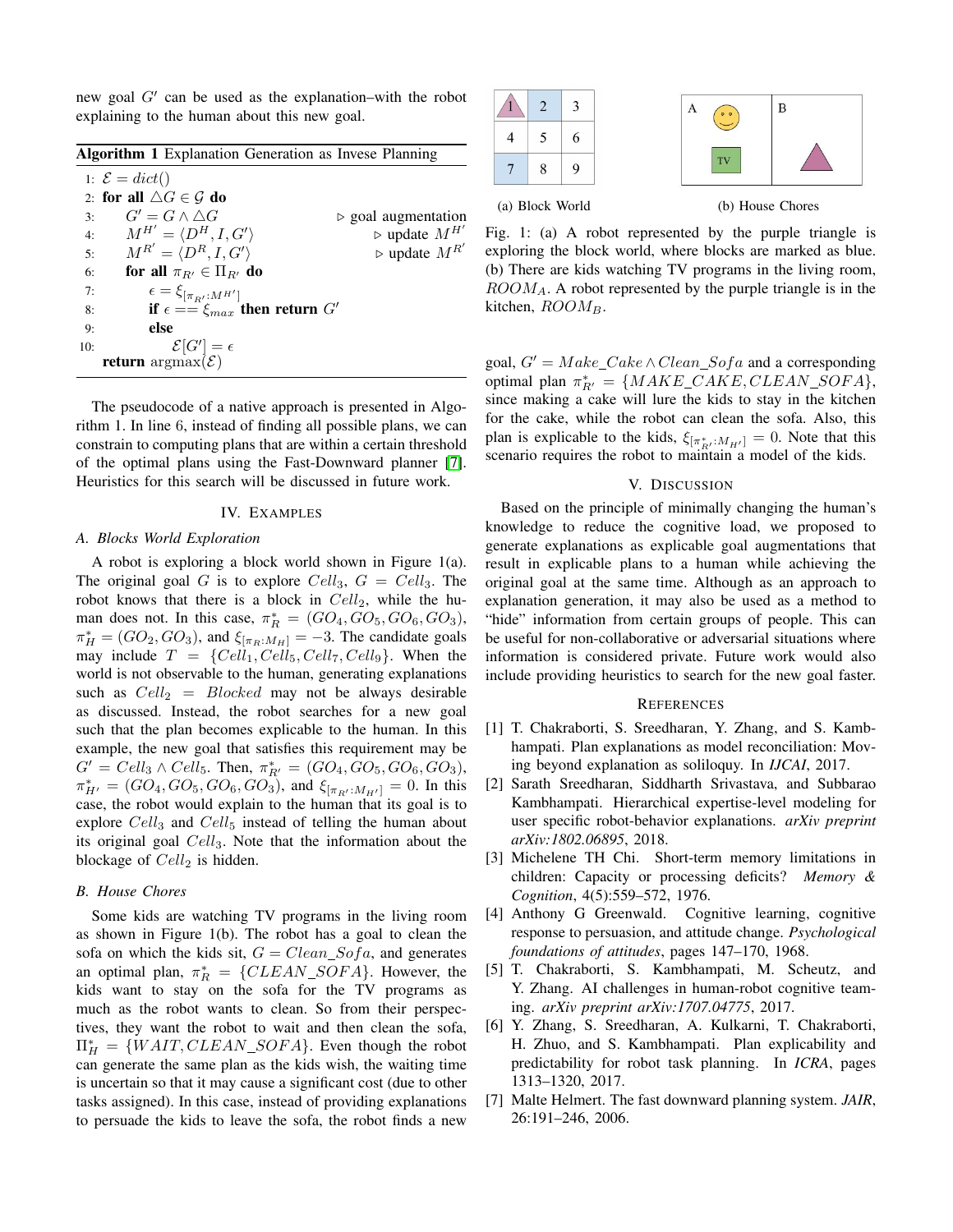new goal $G'$ can be used as the explanation–with the robot explaining to the human about this new goal.

**Algorithm 1** Explanation Generation as Invese Planning

```
1: E = dict()
2: for all △G ∈ 𝒢 do
3:     G' = G ∧ △G                          ▷ goal augmentation
4:     M^{H'} = ⟨D^H, I, G'⟩                 ▷ update M^{H'}
5:     M^{R'} = ⟨D^R, I, G'⟩                 ▷ update M^{R'}
6:     for all π_{R'} ∈ Π_{R'} do
7:         ε = ξ_{[π_{R'}:M^{H'}]}
8:         if ε == ξ_{max} then return G'
9:         else
10:            E[G'] = ε
   return argmax(E)
```

The pseudocode of a native approach is presented in Algorithm 1. In line 6, instead of finding all possible plans, we can constrain to computing plans that are within a certain threshold of the optimal plans using the Fast-Downward planner [7]. Heuristics for this search will be discussed in future work.

## IV. Examples

### A. Blocks World Exploration

A robot is exploring a block world shown in Figure 1(a). The original goal $G$ is to explore $Cell_3$, $G = Cell_3$. The robot knows that there is a block in $Cell_2$, while the human does not. In this case, $\pi^*_R = (GO_4, GO_5, GO_6, GO_3)$, $\pi^*_H = (GO_2, GO_3)$, and $\xi_{[\pi_R:M_H]} = -3$. The candidate goals may include $T = \{Cell_1, Cell_5, Cell_7, Cell_9\}$. When the world is not observable to the human, generating explanations such as $Cell_2 = Blocked$ may not be always desirable as discussed. Instead, the robot searches for a new goal such that the plan becomes explicable to the human. In this example, the new goal that satisfies this requirement may be $G' = Cell_3 \wedge Cell_5$. Then, $\pi^*_{R'} = (GO_4, GO_5, GO_6, GO_3)$, $\pi^*_{H'} = (GO_4, GO_5, GO_6, GO_3)$, and $\xi_{[\pi_{R'}:M_{H'}]} = 0$. In this case, the robot would explain to the human that its goal is to explore $Cell_3$ and $Cell_5$ instead of telling the human about its original goal $Cell_3$. Note that the information about the blockage of $Cell_2$ is hidden.

### B. House Chores

Some kids are watching TV programs in the living room as shown in Figure 1(b). The robot has a goal to clean the sofa on which the kids sit, $G = Clean\_Sofa$, and generates an optimal plan, $\pi^*_R = \{CLEAN\_SOFA\}$. However, the kids want to stay on the sofa for the TV programs as much as the robot wants to clean. So from their perspectives, they want the robot to wait and then clean the sofa, $\Pi^*_H = \{WAIT, CLEAN\_SOFA\}$. Even though the robot can generate the same plan as the kids wish, the waiting time is uncertain so that it may cause a significant cost (due to other tasks assigned). In this case, instead of providing explanations to persuade the kids to leave the sofa, the robot finds a new

1 2 3
4 5 6
7 8 9

(a) Block World

A
TV
B

(b) House Chores

Fig. 1: (a) A robot represented by the purple triangle is exploring the block world, where blocks are marked as blue. (b) There are kids watching TV programs in the living room, $ROOM_A$. A robot represented by the purple triangle is in the kitchen, $ROOM_B$.

goal, $G' = Make\_Cake \wedge Clean\_Sofa$ and a corresponding optimal plan $\pi^*_{R'} = \{MAKE\_CAKE, CLEAN\_SOFA\}$, since making a cake will lure the kids to stay in the kitchen for the cake, while the robot can clean the sofa. Also, this plan is explicable to the kids, $\xi_{[\pi^*_{R'}:M_{H'}]} = 0$. Note that this scenario requires the robot to maintain a model of the kids.

## V. Discussion

Based on the principle of minimally changing the human's knowledge to reduce the cognitive load, we proposed to generate explanations as explicable goal augmentations that result in explicable plans to a human while achieving the original goal at the same time. Although as an approach to explanation generation, it may also be used as a method to "hide" information from certain groups of people. This can be useful for non-collaborative or adversarial situations where information is considered private. Future work would also include providing heuristics to search for the new goal faster.

## References

[1] T. Chakraborti, S. Sreedharan, Y. Zhang, and S. Kambhampati. Plan explanations as model reconciliation: Moving beyond explanation as soliloquy. In *IJCAI*, 2017.

[2] Sarath Sreedharan, Siddharth Srivastava, and Subbarao Kambhampati. Hierarchical expertise-level modeling for user specific robot-behavior explanations. *arXiv preprint arXiv:1802.06895*, 2018.

[3] Michelene TH Chi. Short-term memory limitations in children: Capacity or processing deficits? *Memory & Cognition*, 4(5):559–572, 1976.

[4] Anthony G Greenwald. Cognitive learning, cognitive response to persuasion, and attitude change. *Psychological foundations of attitudes*, pages 147–170, 1968.

[5] T. Chakraborti, S. Kambhampati, M. Scheutz, and Y. Zhang. AI challenges in human-robot cognitive teaming. *arXiv preprint arXiv:1707.04775*, 2017.

[6] Y. Zhang, S. Sreedharan, A. Kulkarni, T. Chakraborti, H. Zhuo, and S. Kambhampati. Plan explicability and predictability for robot task planning. In *ICRA*, pages 1313–1320, 2017.

[7] Malte Helmert. The fast downward planning system. *JAIR*, 26:191–246, 2006.